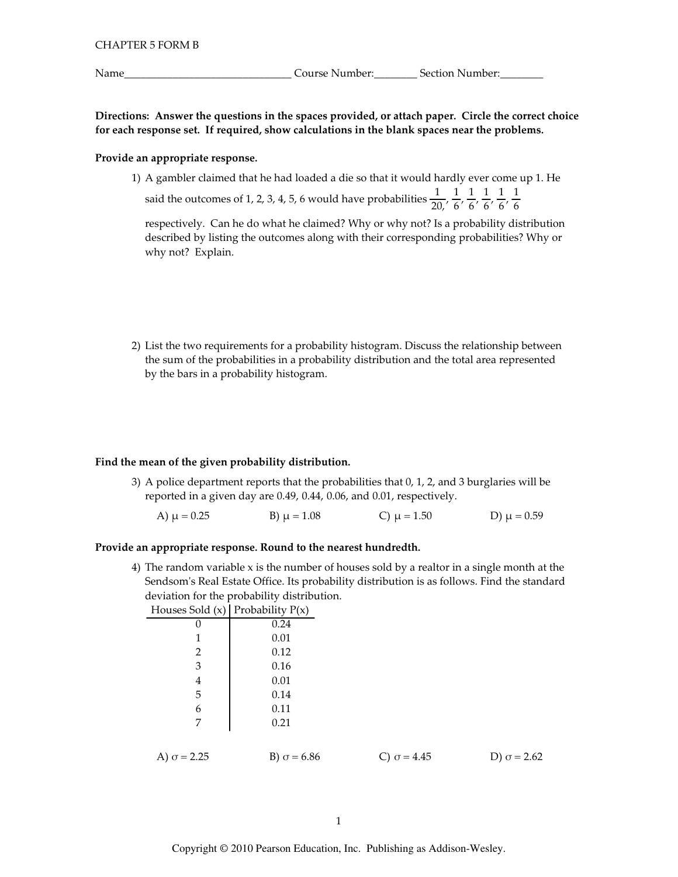CHAPTER 5 FORM B

Name_______________________________ Course Number:________ Section Number:________

**Directions: Answer the questions in the spaces provided, or attach paper. Circle the correct choice for each response set. If required, show calculations in the blank spaces near the problems.**

**Provide an appropriate response.**

1) A gambler claimed that he had loaded a die so that it would hardly ever come up 1. He said the outcomes of 1, 2, 3, 4, 5, 6 would have probabilities $\frac{1}{20}, \frac{1}{6}, \frac{1}{6}, \frac{1}{6}, \frac{1}{6}, \frac{1}{6}$ respectively. Can he do what he claimed? Why or why not? Is a probability distribution described by listing the outcomes along with their corresponding probabilities? Why or why not? Explain.

2) List the two requirements for a probability histogram. Discuss the relationship between the sum of the probabilities in a probability distribution and the total area represented by the bars in a probability histogram.

**Find the mean of the given probability distribution.**

3) A police department reports that the probabilities that 0, 1, 2, and 3 burglaries will be reported in a given day are 0.49, 0.44, 0.06, and 0.01, respectively.

A) $\mu = 0.25$  B) $\mu = 1.08$  C) $\mu = 1.50$  D) $\mu = 0.59$

**Provide an appropriate response. Round to the nearest hundredth.**

4) The random variable x is the number of houses sold by a realtor in a single month at the Sendsom's Real Estate Office. Its probability distribution is as follows. Find the standard deviation for the probability distribution.

| Houses Sold (x) | Probability P(x) |
|---|---|
| 0 | 0.24 |
| 1 | 0.01 |
| 2 | 0.12 |
| 3 | 0.16 |
| 4 | 0.01 |
| 5 | 0.14 |
| 6 | 0.11 |
| 7 | 0.21 |

A) $\sigma = 2.25$  B) $\sigma = 6.86$  C) $\sigma = 4.45$  D) $\sigma = 2.62$

Copyright © 2010 Pearson Education, Inc. Publishing as Addison-Wesley.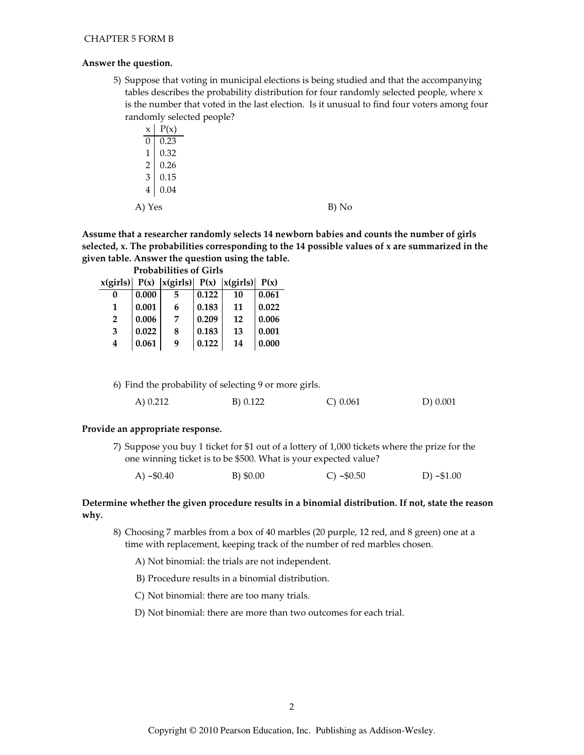CHAPTER 5 FORM B

**Answer the question.**

5) Suppose that voting in municipal elections is being studied and that the accompanying tables describes the probability distribution for four randomly selected people, where x is the number that voted in the last election. Is it unusual to find four voters among four randomly selected people?

| x | P(x) |
|---|---|
| 0 | 0.23 |
| 1 | 0.32 |
| 2 | 0.26 |
| 3 | 0.15 |
| 4 | 0.04 |

A) Yes B) No

**Assume that a researcher randomly selects 14 newborn babies and counts the number of girls selected, x. The probabilities corresponding to the 14 possible values of x are summarized in the given table. Answer the question using the table.**

**Probabilities of Girls**

| x(girls) | P(x) | x(girls) | P(x) | x(girls) | P(x) |
|---|---|---|---|---|---|
| 0 | 0.000 | 5 | 0.122 | 10 | 0.061 |
| 1 | 0.001 | 6 | 0.183 | 11 | 0.022 |
| 2 | 0.006 | 7 | 0.209 | 12 | 0.006 |
| 3 | 0.022 | 8 | 0.183 | 13 | 0.001 |
| 4 | 0.061 | 9 | 0.122 | 14 | 0.000 |

6) Find the probability of selecting 9 or more girls.

A) 0.212 B) 0.122 C) 0.061 D) 0.001

**Provide an appropriate response.**

7) Suppose you buy 1 ticket for $1 out of a lottery of 1,000 tickets where the prize for the one winning ticket is to be $500. What is your expected value?

A) –$0.40 B) $0.00 C) –$0.50 D) –$1.00

**Determine whether the given procedure results in a binomial distribution. If not, state the reason why.**

8) Choosing 7 marbles from a box of 40 marbles (20 purple, 12 red, and 8 green) one at a time with replacement, keeping track of the number of red marbles chosen.

A) Not binomial: the trials are not independent.

B) Procedure results in a binomial distribution.

C) Not binomial: there are too many trials.

D) Not binomial: there are more than two outcomes for each trial.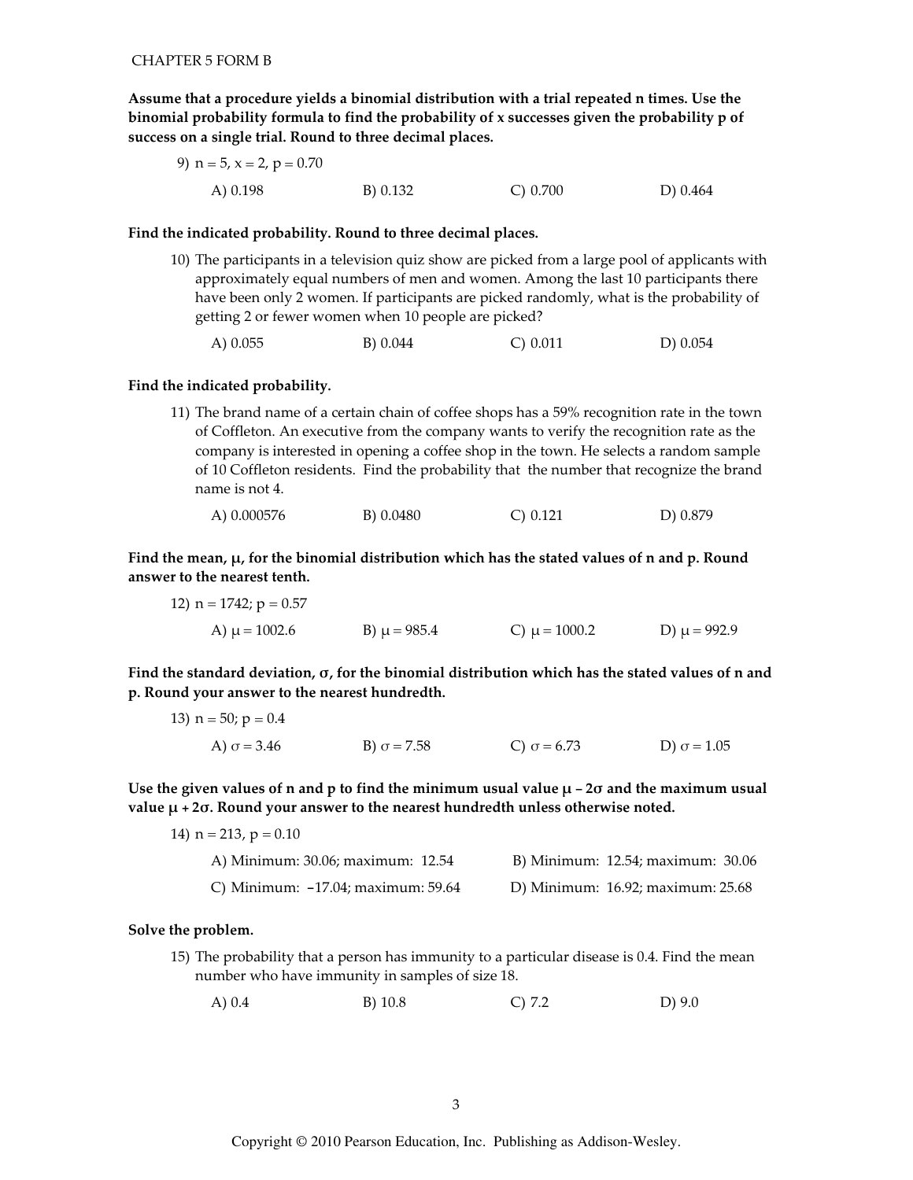CHAPTER 5 FORM B

**Assume that a procedure yields a binomial distribution with a trial repeated n times. Use the binomial probability formula to find the probability of x successes given the probability p of success on a single trial. Round to three decimal places.**

9) $n = 5$, $x = 2$, $p = 0.70$

A) 0.198 B) 0.132 C) 0.700 D) 0.464

**Find the indicated probability. Round to three decimal places.**

10) The participants in a television quiz show are picked from a large pool of applicants with approximately equal numbers of men and women. Among the last 10 participants there have been only 2 women. If participants are picked randomly, what is the probability of getting 2 or fewer women when 10 people are picked?

A) 0.055 B) 0.044 C) 0.011 D) 0.054

**Find the indicated probability.**

11) The brand name of a certain chain of coffee shops has a 59% recognition rate in the town of Coffleton. An executive from the company wants to verify the recognition rate as the company is interested in opening a coffee shop in the town. He selects a random sample of 10 Coffleton residents. Find the probability that the number that recognize the brand name is not 4.

A) 0.000576 B) 0.0480 C) 0.121 D) 0.879

**Find the mean, $\mu$, for the binomial distribution which has the stated values of n and p. Round answer to the nearest tenth.**

12) $n = 1742$; $p = 0.57$

A) $\mu = 1002.6$ B) $\mu = 985.4$ C) $\mu = 1000.2$ D) $\mu = 992.9$

**Find the standard deviation, $\sigma$, for the binomial distribution which has the stated values of n and p. Round your answer to the nearest hundredth.**

13) $n = 50$; $p = 0.4$

A) $\sigma = 3.46$ B) $\sigma = 7.58$ C) $\sigma = 6.73$ D) $\sigma = 1.05$

**Use the given values of n and p to find the minimum usual value $\mu - 2\sigma$ and the maximum usual value $\mu + 2\sigma$. Round your answer to the nearest hundredth unless otherwise noted.**

14) $n = 213$, $p = 0.10$

A) Minimum: 30.06; maximum: 12.54
B) Minimum: 12.54; maximum: 30.06
C) Minimum: −17.04; maximum: 59.64
D) Minimum: 16.92; maximum: 25.68

**Solve the problem.**

15) The probability that a person has immunity to a particular disease is 0.4. Find the mean number who have immunity in samples of size 18.

A) 0.4 B) 10.8 C) 7.2 D) 9.0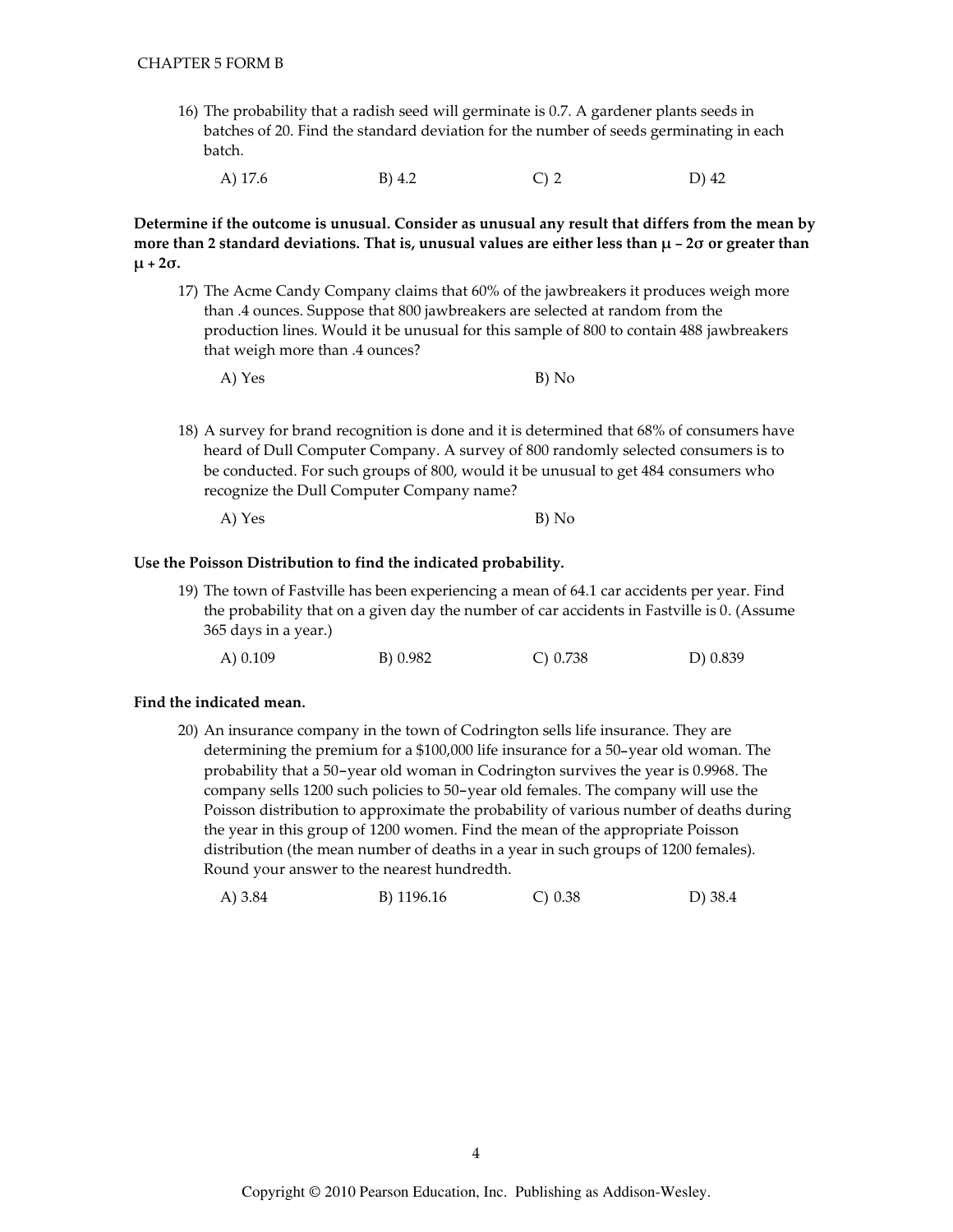16) The probability that a radish seed will germinate is 0.7. A gardener plants seeds in batches of 20. Find the standard deviation for the number of seeds germinating in each batch.

A) 17.6 B) 4.2 C) 2 D) 42

**Determine if the outcome is unusual. Consider as unusual any result that differs from the mean by more than 2 standard deviations. That is, unusual values are either less than $\mu - 2\sigma$ or greater than $\mu + 2\sigma$.**

17) The Acme Candy Company claims that 60% of the jawbreakers it produces weigh more than .4 ounces. Suppose that 800 jawbreakers are selected at random from the production lines. Would it be unusual for this sample of 800 to contain 488 jawbreakers that weigh more than .4 ounces?

A) Yes B) No

18) A survey for brand recognition is done and it is determined that 68% of consumers have heard of Dull Computer Company. A survey of 800 randomly selected consumers is to be conducted. For such groups of 800, would it be unusual to get 484 consumers who recognize the Dull Computer Company name?

A) Yes B) No

**Use the Poisson Distribution to find the indicated probability.**

19) The town of Fastville has been experiencing a mean of 64.1 car accidents per year. Find the probability that on a given day the number of car accidents in Fastville is 0. (Assume 365 days in a year.)

A) 0.109 B) 0.982 C) 0.738 D) 0.839

**Find the indicated mean.**

20) An insurance company in the town of Codrington sells life insurance. They are determining the premium for a $100,000 life insurance for a 50-year old woman. The probability that a 50-year old woman in Codrington survives the year is 0.9968. The company sells 1200 such policies to 50-year old females. The company will use the Poisson distribution to approximate the probability of various number of deaths during the year in this group of 1200 women. Find the mean of the appropriate Poisson distribution (the mean number of deaths in a year in such groups of 1200 females). Round your answer to the nearest hundredth.

A) 3.84 B) 1196.16 C) 0.38 D) 38.4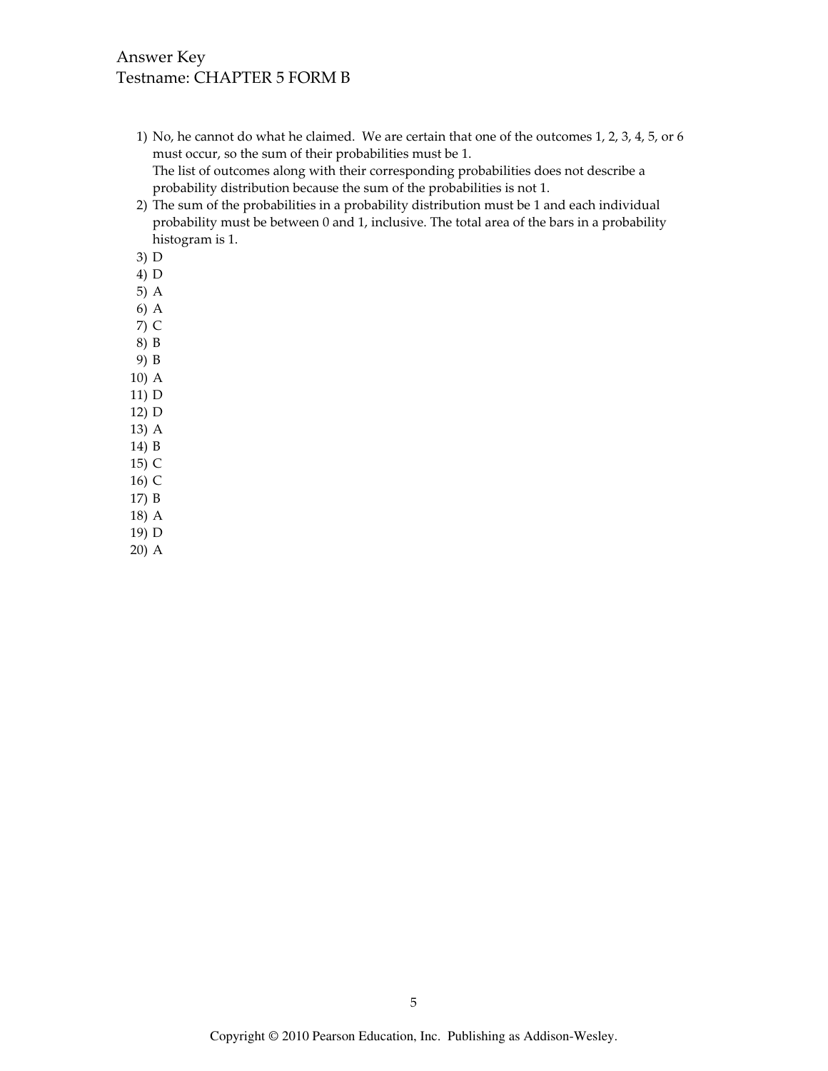Answer Key
Testname: CHAPTER 5 FORM B

1) No, he cannot do what he claimed. We are certain that one of the outcomes 1, 2, 3, 4, 5, or 6 must occur, so the sum of their probabilities must be 1.
   The list of outcomes along with their corresponding probabilities does not describe a probability distribution because the sum of the probabilities is not 1.
2) The sum of the probabilities in a probability distribution must be 1 and each individual probability must be between 0 and 1, inclusive. The total area of the bars in a probability histogram is 1.
3) D
4) D
5) A
6) A
7) C
8) B
9) B
10) A
11) D
12) D
13) A
14) B
15) C
16) C
17) B
18) A
19) D
20) A

Copyright © 2010 Pearson Education, Inc. Publishing as Addison-Wesley.